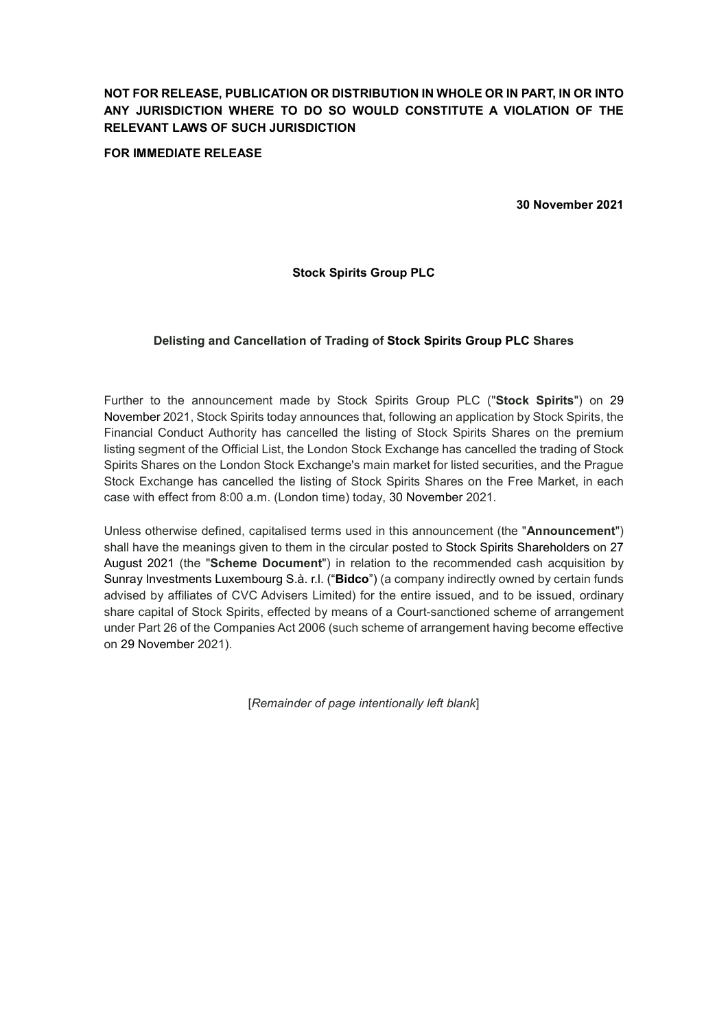**NOT FOR RELEASE, PUBLICATION OR DISTRIBUTION IN WHOLE OR IN PART, IN OR INTO ANY JURISDICTION WHERE TO DO SO WOULD CONSTITUTE A VIOLATION OF THE RELEVANT LAWS OF SUCH JURISDICTION**

**FOR IMMEDIATE RELEASE**

**30 November 2021**

**Stock Spirits Group PLC**

**Delisting and Cancellation of Trading of Stock Spirits Group PLC Shares**

Further to the announcement made by Stock Spirits Group PLC ("**Stock Spirits**") on 29 November 2021, Stock Spirits today announces that, following an application by Stock Spirits, the Financial Conduct Authority has cancelled the listing of Stock Spirits Shares on the premium listing segment of the Official List, the London Stock Exchange has cancelled the trading of Stock Spirits Shares on the London Stock Exchange's main market for listed securities, and the Prague Stock Exchange has cancelled the listing of Stock Spirits Shares on the Free Market, in each case with effect from 8:00 a.m. (London time) today, 30 November 2021.

Unless otherwise defined, capitalised terms used in this announcement (the "**Announcement**") shall have the meanings given to them in the circular posted to Stock Spirits Shareholders on 27 August 2021 (the "**Scheme Document**") in relation to the recommended cash acquisition by Sunray Investments Luxembourg S.à. r.l. ("**Bidco**") (a company indirectly owned by certain funds advised by affiliates of CVC Advisers Limited) for the entire issued, and to be issued, ordinary share capital of Stock Spirits, effected by means of a Court-sanctioned scheme of arrangement under Part 26 of the Companies Act 2006 (such scheme of arrangement having become effective on 29 November 2021).

[*Remainder of page intentionally left blank*]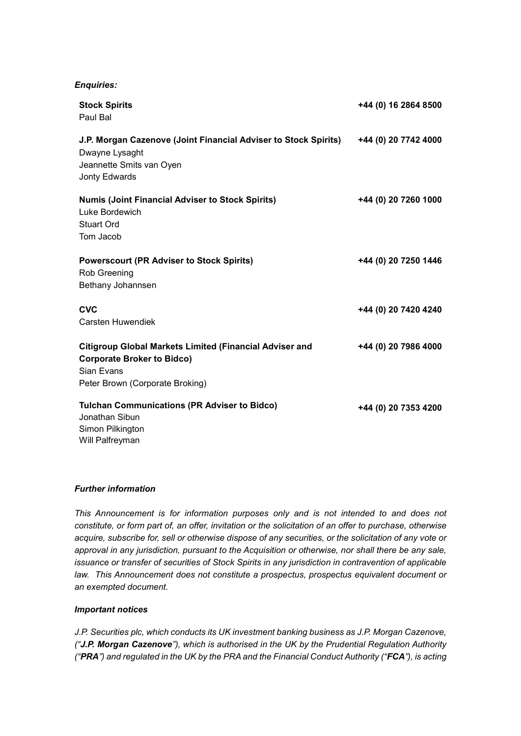***Enquiries:***

| | |
|---|---|
| **Stock Spirits**<br>Paul Bal | **+44 (0) 16 2864 8500** |
| **J.P. Morgan Cazenove (Joint Financial Adviser to Stock Spirits)**<br>Dwayne Lysaght<br>Jeannette Smits van Oyen<br>Jonty Edwards | **+44 (0) 20 7742 4000** |
| **Numis (Joint Financial Adviser to Stock Spirits)**<br>Luke Bordewich<br>Stuart Ord<br>Tom Jacob | **+44 (0) 20 7260 1000** |
| **Powerscourt (PR Adviser to Stock Spirits)**<br>Rob Greening<br>Bethany Johannsen | **+44 (0) 20 7250 1446** |
| **CVC**<br>Carsten Huwendiek | **+44 (0) 20 7420 4240** |
| **Citigroup Global Markets Limited (Financial Adviser and Corporate Broker to Bidco)**<br>Sian Evans<br>Peter Brown (Corporate Broking) | **+44 (0) 20 7986 4000** |
| **Tulchan Communications (PR Adviser to Bidco)**<br>Jonathan Sibun<br>Simon Pilkington<br>Will Palfreyman | **+44 (0) 20 7353 4200** |

***Further information***

*This Announcement is for information purposes only and is not intended to and does not constitute, or form part of, an offer, invitation or the solicitation of an offer to purchase, otherwise acquire, subscribe for, sell or otherwise dispose of any securities, or the solicitation of any vote or approval in any jurisdiction, pursuant to the Acquisition or otherwise, nor shall there be any sale, issuance or transfer of securities of Stock Spirits in any jurisdiction in contravention of applicable law. This Announcement does not constitute a prospectus, prospectus equivalent document or an exempted document.*

***Important notices***

*J.P. Securities plc, which conducts its UK investment banking business as J.P. Morgan Cazenove, ("**J.P. Morgan Cazenove**"), which is authorised in the UK by the Prudential Regulation Authority ("**PRA**") and regulated in the UK by the PRA and the Financial Conduct Authority ("**FCA**"), is acting*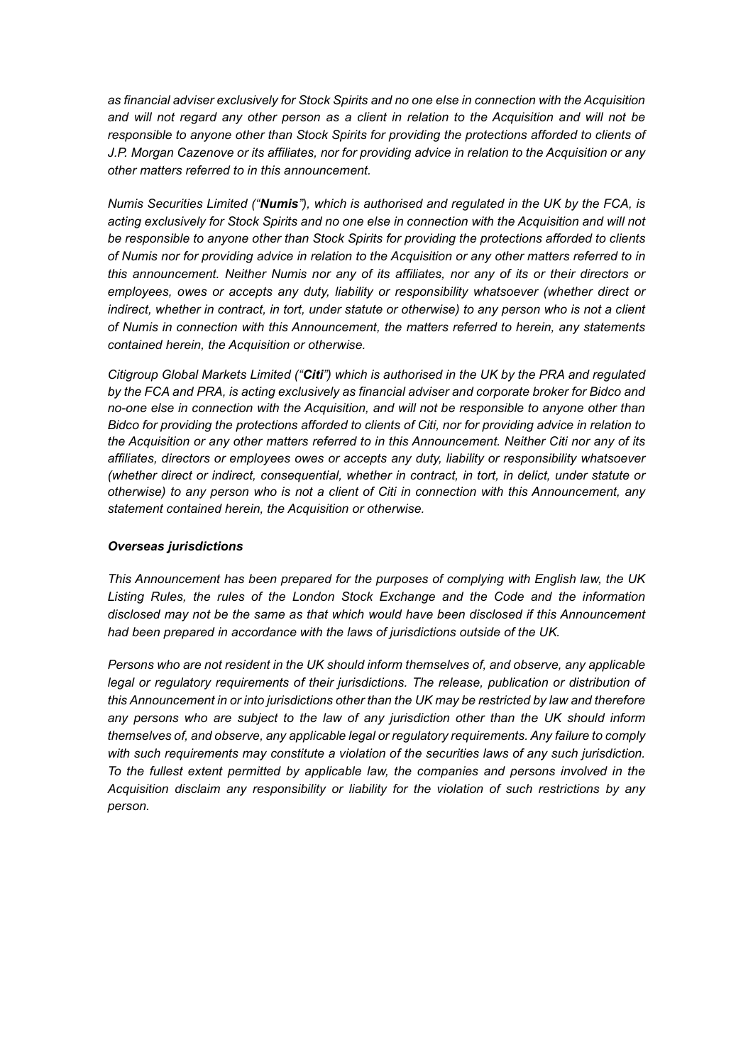*as financial adviser exclusively for Stock Spirits and no one else in connection with the Acquisition and will not regard any other person as a client in relation to the Acquisition and will not be responsible to anyone other than Stock Spirits for providing the protections afforded to clients of J.P. Morgan Cazenove or its affiliates, nor for providing advice in relation to the Acquisition or any other matters referred to in this announcement.*

*Numis Securities Limited ("**Numis**"), which is authorised and regulated in the UK by the FCA, is acting exclusively for Stock Spirits and no one else in connection with the Acquisition and will not be responsible to anyone other than Stock Spirits for providing the protections afforded to clients of Numis nor for providing advice in relation to the Acquisition or any other matters referred to in this announcement. Neither Numis nor any of its affiliates, nor any of its or their directors or employees, owes or accepts any duty, liability or responsibility whatsoever (whether direct or indirect, whether in contract, in tort, under statute or otherwise) to any person who is not a client of Numis in connection with this Announcement, the matters referred to herein, any statements contained herein, the Acquisition or otherwise.*

*Citigroup Global Markets Limited ("**Citi**") which is authorised in the UK by the PRA and regulated by the FCA and PRA, is acting exclusively as financial adviser and corporate broker for Bidco and no-one else in connection with the Acquisition, and will not be responsible to anyone other than Bidco for providing the protections afforded to clients of Citi, nor for providing advice in relation to the Acquisition or any other matters referred to in this Announcement. Neither Citi nor any of its affiliates, directors or employees owes or accepts any duty, liability or responsibility whatsoever (whether direct or indirect, consequential, whether in contract, in tort, in delict, under statute or otherwise) to any person who is not a client of Citi in connection with this Announcement, any statement contained herein, the Acquisition or otherwise.*

***Overseas jurisdictions***

*This Announcement has been prepared for the purposes of complying with English law, the UK Listing Rules, the rules of the London Stock Exchange and the Code and the information disclosed may not be the same as that which would have been disclosed if this Announcement had been prepared in accordance with the laws of jurisdictions outside of the UK.*

*Persons who are not resident in the UK should inform themselves of, and observe, any applicable legal or regulatory requirements of their jurisdictions. The release, publication or distribution of this Announcement in or into jurisdictions other than the UK may be restricted by law and therefore any persons who are subject to the law of any jurisdiction other than the UK should inform themselves of, and observe, any applicable legal or regulatory requirements. Any failure to comply with such requirements may constitute a violation of the securities laws of any such jurisdiction. To the fullest extent permitted by applicable law, the companies and persons involved in the Acquisition disclaim any responsibility or liability for the violation of such restrictions by any person.*